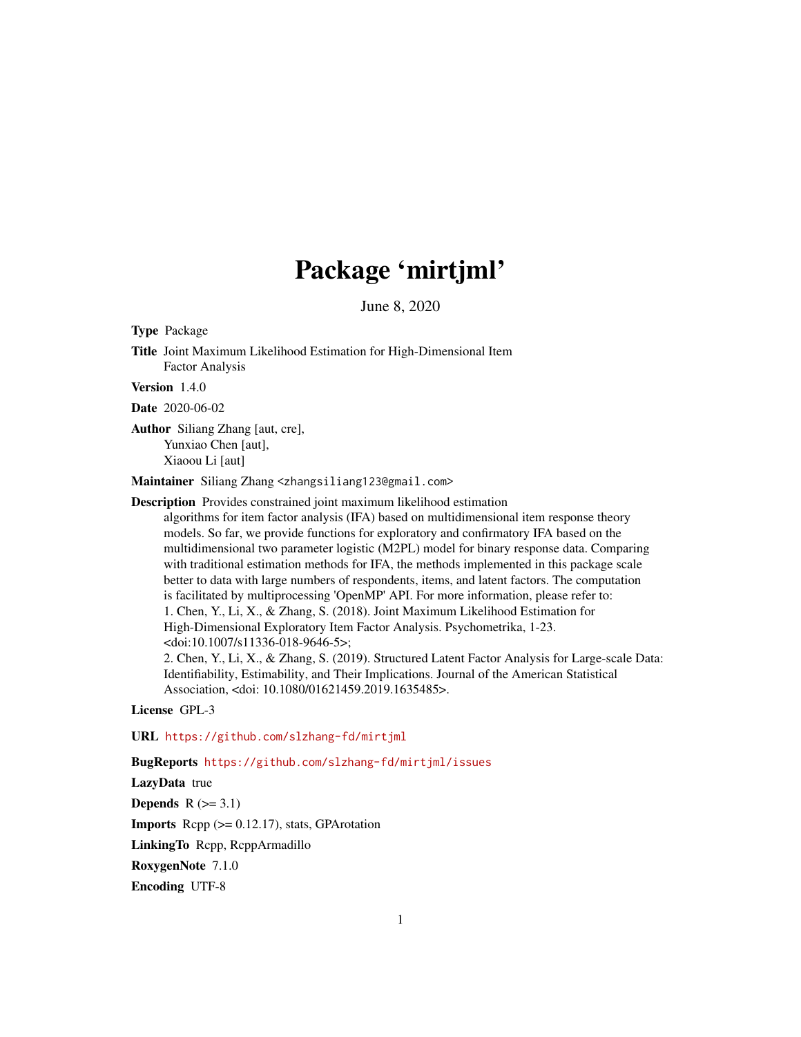# Package 'mirtjml'

June 8, 2020

**Type** Package

**Title** Joint Maximum Likelihood Estimation for High-Dimensional Item Factor Analysis

**Version** 1.4.0

**Date** 2020-06-02

**Author** Siliang Zhang [aut, cre],
Yunxiao Chen [aut],
Xiaoou Li [aut]

**Maintainer** Siliang Zhang <zhangsiliang123@gmail.com>

**Description** Provides constrained joint maximum likelihood estimation algorithms for item factor analysis (IFA) based on multidimensional item response theory models. So far, we provide functions for exploratory and confirmatory IFA based on the multidimensional two parameter logistic (M2PL) model for binary response data. Comparing with traditional estimation methods for IFA, the methods implemented in this package scale better to data with large numbers of respondents, items, and latent factors. The computation is facilitated by multiprocessing 'OpenMP' API. For more information, please refer to:
1. Chen, Y., Li, X., & Zhang, S. (2018). Joint Maximum Likelihood Estimation for High-Dimensional Exploratory Item Factor Analysis. Psychometrika, 1-23. <doi:10.1007/s11336-018-9646-5>;
2. Chen, Y., Li, X., & Zhang, S. (2019). Structured Latent Factor Analysis for Large-scale Data: Identifiability, Estimability, and Their Implications. Journal of the American Statistical Association, <doi: 10.1080/01621459.2019.1635485>.

**License** GPL-3

**URL** https://github.com/slzhang-fd/mirtjml

**BugReports** https://github.com/slzhang-fd/mirtjml/issues

**LazyData** true

**Depends** R (>= 3.1)

**Imports** Rcpp (>= 0.12.17), stats, GPArotation

**LinkingTo** Rcpp, RcppArmadillo

**RoxygenNote** 7.1.0

**Encoding** UTF-8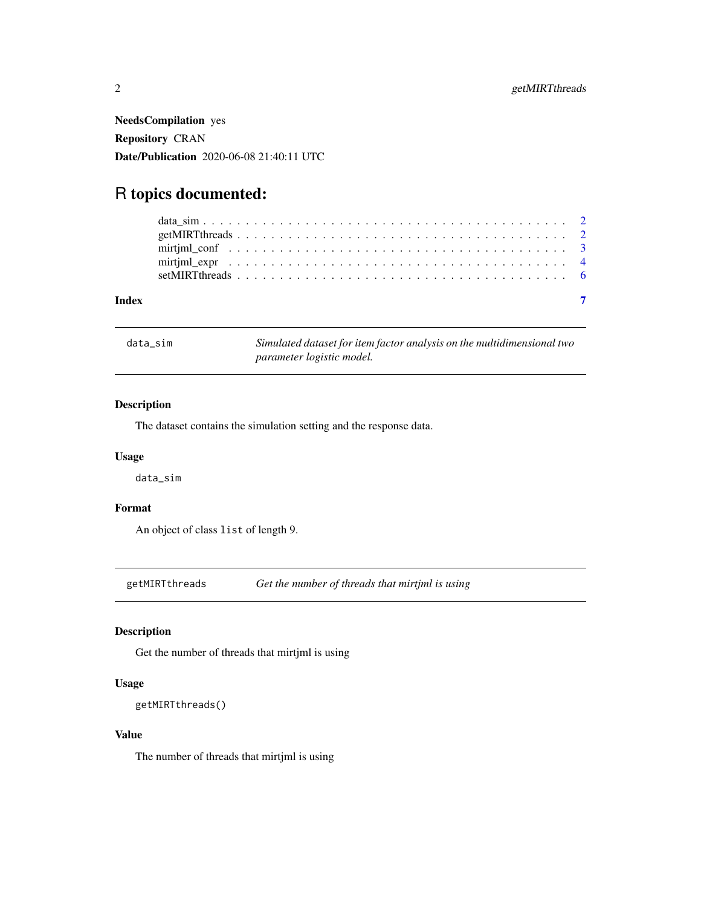**NeedsCompilation** yes

**Repository** CRAN

**Date/Publication** 2020-06-08 21:40:11 UTC

# R topics documented:

data_sim . . . . . . . . . . . . . . . . . . . . . . . . . . . . . . . . . . . . . . . . . . 2
getMIRTthreads . . . . . . . . . . . . . . . . . . . . . . . . . . . . . . . . . . . . . . 2
mirtjml_conf . . . . . . . . . . . . . . . . . . . . . . . . . . . . . . . . . . . . . . . 3
mirtjml_expr . . . . . . . . . . . . . . . . . . . . . . . . . . . . . . . . . . . . . . . 4
setMIRTthreads . . . . . . . . . . . . . . . . . . . . . . . . . . . . . . . . . . . . . . 6

**Index** 7

---

`data_sim` *Simulated dataset for item factor analysis on the multidimensional two parameter logistic model.*

---

### Description

The dataset contains the simulation setting and the response data.

### Usage

```
data_sim
```

### Format

An object of class `list` of length 9.

---

`getMIRTthreads` *Get the number of threads that mirtjml is using*

---

### Description

Get the number of threads that mirtjml is using

### Usage

```
getMIRTthreads()
```

### Value

The number of threads that mirtjml is using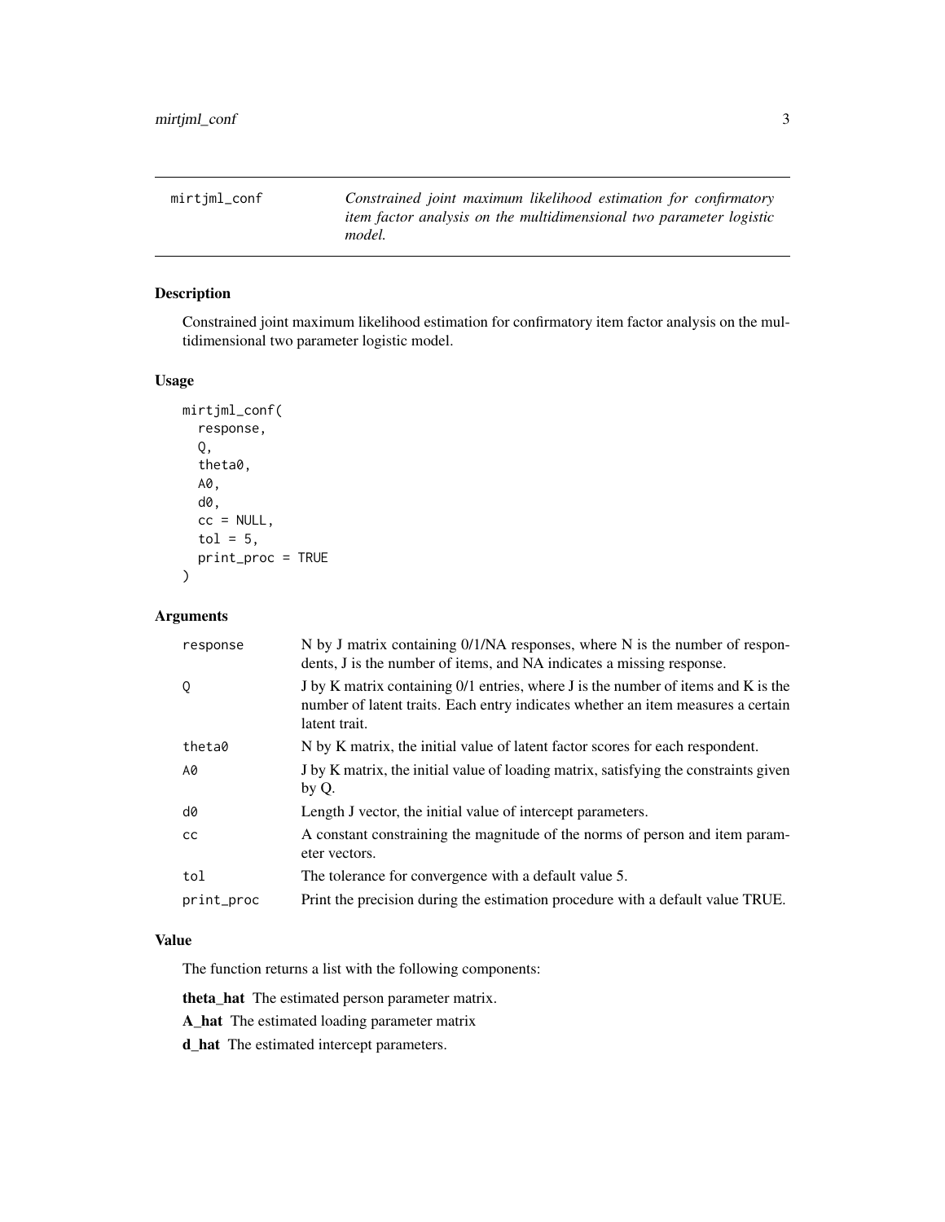## mirtjml_conf

*Constrained joint maximum likelihood estimation for confirmatory item factor analysis on the multidimensional two parameter logistic model.*

### Description

Constrained joint maximum likelihood estimation for confirmatory item factor analysis on the multidimensional two parameter logistic model.

### Usage

```
mirtjml_conf(
  response,
  Q,
  theta0,
  A0,
  d0,
  cc = NULL,
  tol = 5,
  print_proc = TRUE
)
```

### Arguments

| Argument | Description |
|---|---|
| `response` | N by J matrix containing 0/1/NA responses, where N is the number of respondents, J is the number of items, and NA indicates a missing response. |
| `Q` | J by K matrix containing 0/1 entries, where J is the number of items and K is the number of latent traits. Each entry indicates whether an item measures a certain latent trait. |
| `theta0` | N by K matrix, the initial value of latent factor scores for each respondent. |
| `A0` | J by K matrix, the initial value of loading matrix, satisfying the constraints given by Q. |
| `d0` | Length J vector, the initial value of intercept parameters. |
| `cc` | A constant constraining the magnitude of the norms of person and item parameter vectors. |
| `tol` | The tolerance for convergence with a default value 5. |
| `print_proc` | Print the precision during the estimation procedure with a default value TRUE. |

### Value

The function returns a list with the following components:

**theta_hat** The estimated person parameter matrix.

**A_hat** The estimated loading parameter matrix

**d_hat** The estimated intercept parameters.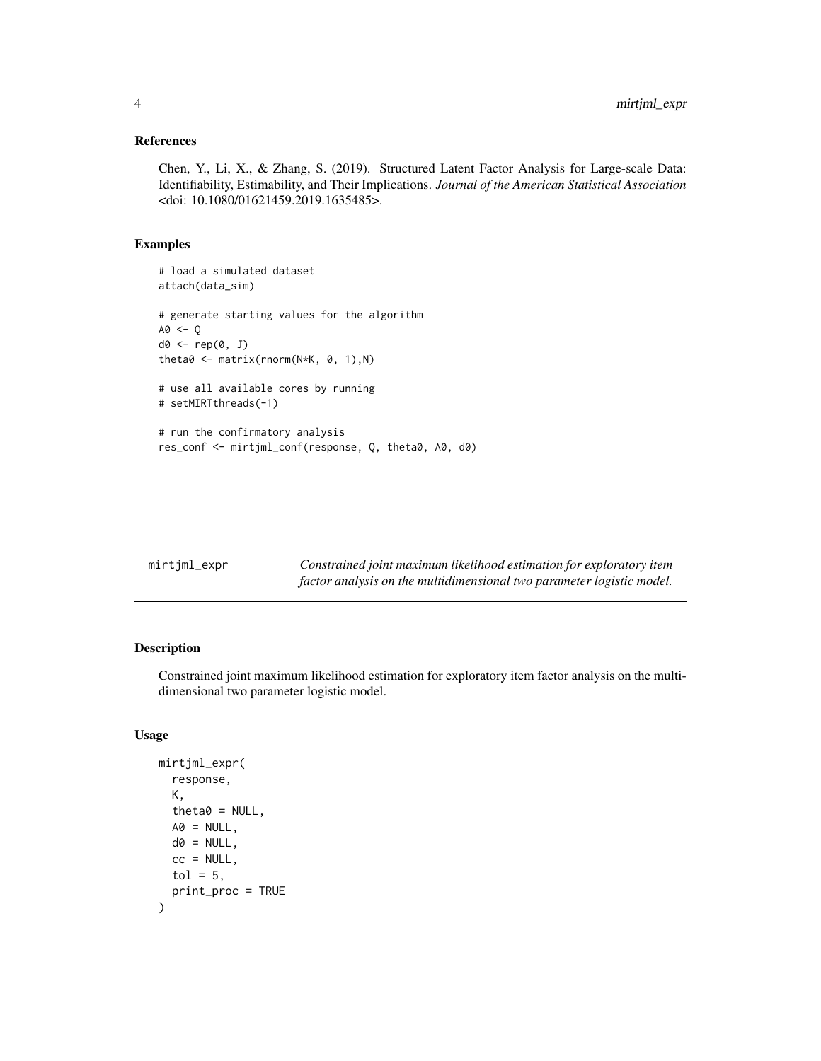### References

Chen, Y., Li, X., & Zhang, S. (2019). Structured Latent Factor Analysis for Large-scale Data: Identifiability, Estimability, and Their Implications. *Journal of the American Statistical Association* <doi: 10.1080/01621459.2019.1635485>.

### Examples

```
# load a simulated dataset
attach(data_sim)

# generate starting values for the algorithm
A0 <- Q
d0 <- rep(0, J)
theta0 <- matrix(rnorm(N*K, 0, 1),N)

# use all available cores by running
# setMIRTthreads(-1)

# run the confirmatory analysis
res_conf <- mirtjml_conf(response, Q, theta0, A0, d0)
```

---

## mirtjml_expr

*Constrained joint maximum likelihood estimation for exploratory item factor analysis on the multidimensional two parameter logistic model.*

### Description

Constrained joint maximum likelihood estimation for exploratory item factor analysis on the multidimensional two parameter logistic model.

### Usage

```
mirtjml_expr(
  response,
  K,
  theta0 = NULL,
  A0 = NULL,
  d0 = NULL,
  cc = NULL,
  tol = 5,
  print_proc = TRUE
)
```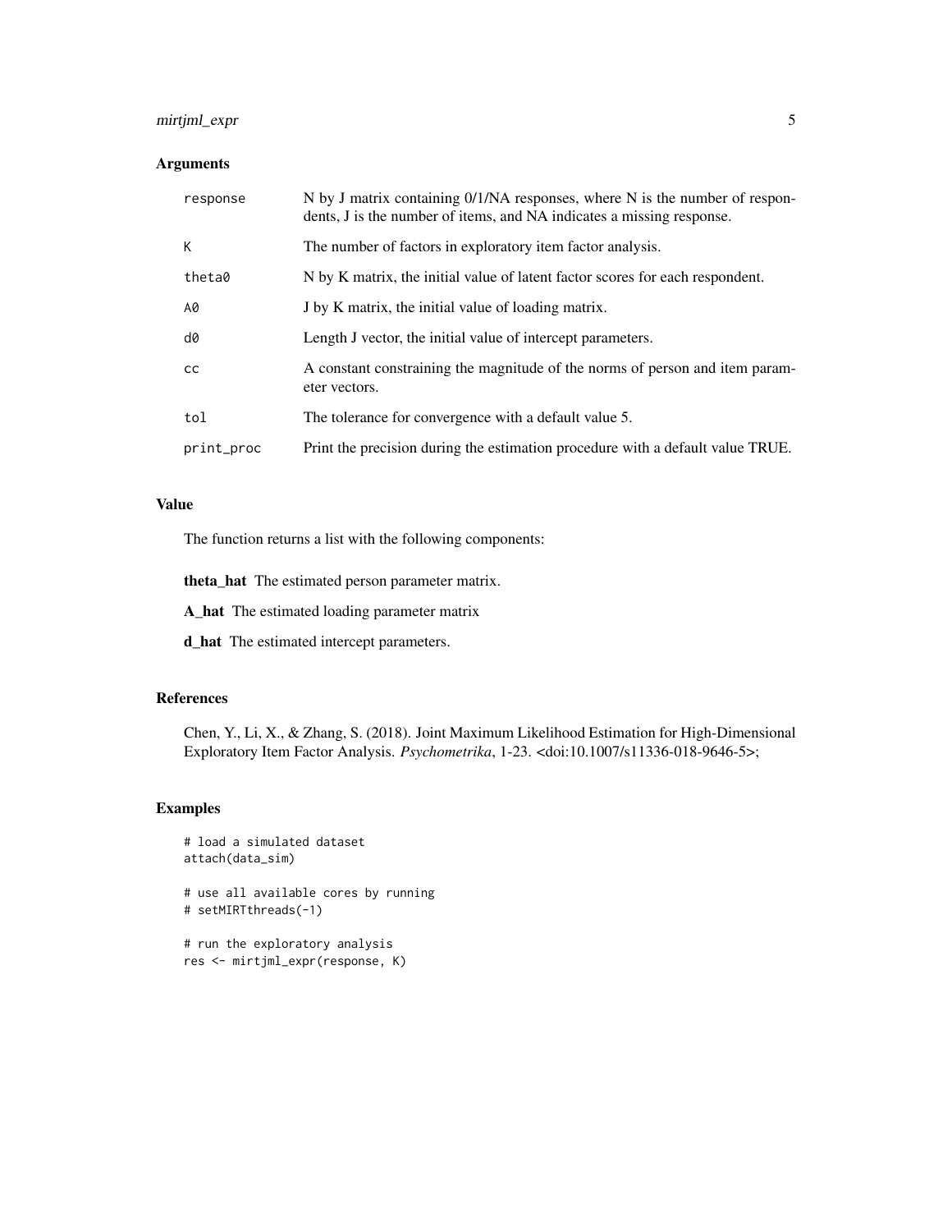### Arguments

| | |
|---|---|
| response | N by J matrix containing 0/1/NA responses, where N is the number of respondents, J is the number of items, and NA indicates a missing response. |
| K | The number of factors in exploratory item factor analysis. |
| theta0 | N by K matrix, the initial value of latent factor scores for each respondent. |
| A0 | J by K matrix, the initial value of loading matrix. |
| d0 | Length J vector, the initial value of intercept parameters. |
| cc | A constant constraining the magnitude of the norms of person and item parameter vectors. |
| tol | The tolerance for convergence with a default value 5. |
| print_proc | Print the precision during the estimation procedure with a default value TRUE. |

### Value

The function returns a list with the following components:

**theta_hat** The estimated person parameter matrix.

**A_hat** The estimated loading parameter matrix

**d_hat** The estimated intercept parameters.

### References

Chen, Y., Li, X., & Zhang, S. (2018). Joint Maximum Likelihood Estimation for High-Dimensional Exploratory Item Factor Analysis. *Psychometrika*, 1-23. <doi:10.1007/s11336-018-9646-5>;

### Examples

```
# load a simulated dataset
attach(data_sim)

# use all available cores by running
# setMIRTthreads(-1)

# run the exploratory analysis
res <- mirtjml_expr(response, K)
```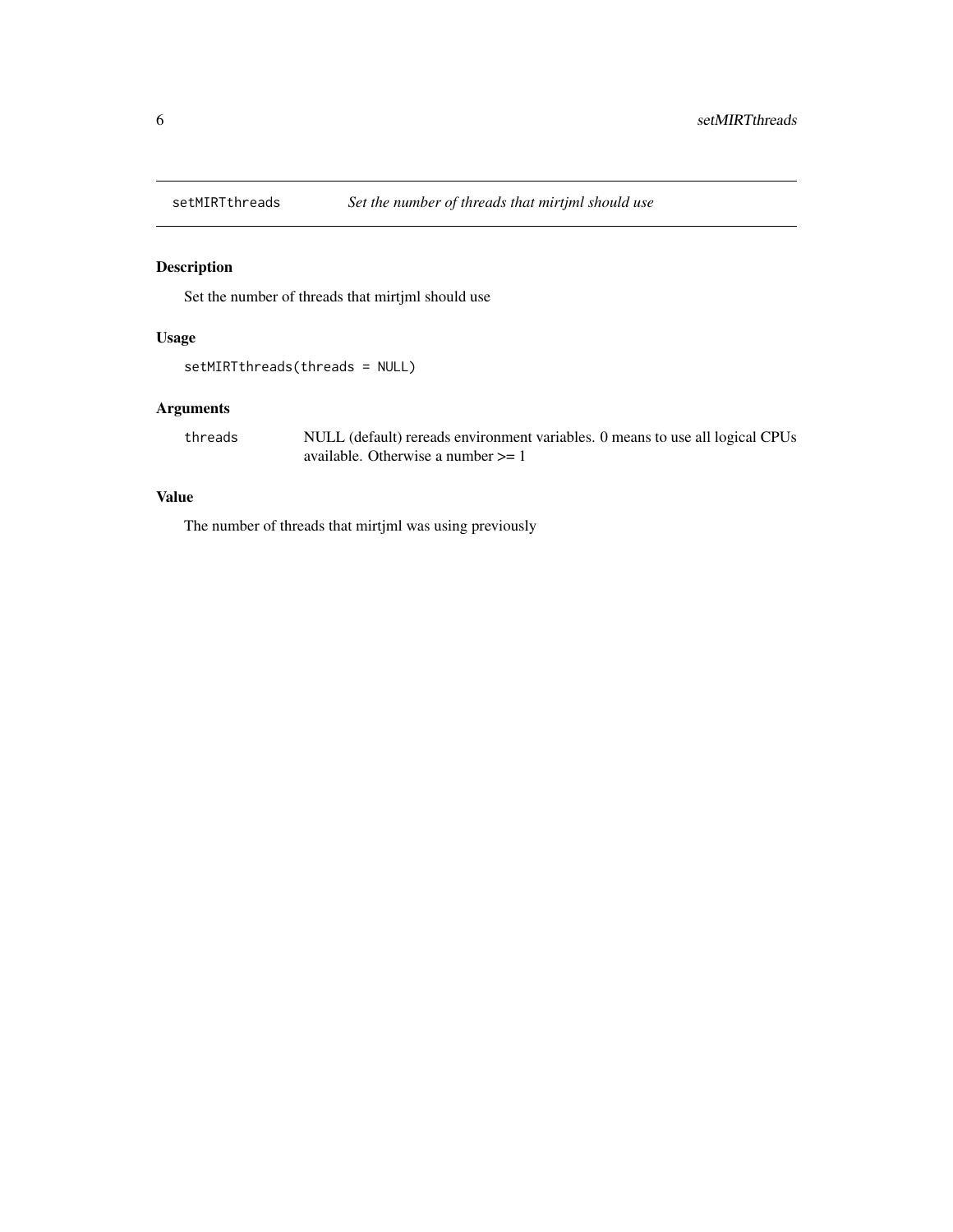## setMIRTthreads *Set the number of threads that mirtjml should use*

### Description

Set the number of threads that mirtjml should use

### Usage

```
setMIRTthreads(threads = NULL)
```

### Arguments

| | |
|---|---|
| threads | NULL (default) rereads environment variables. 0 means to use all logical CPUs available. Otherwise a number >= 1 |

### Value

The number of threads that mirtjml was using previously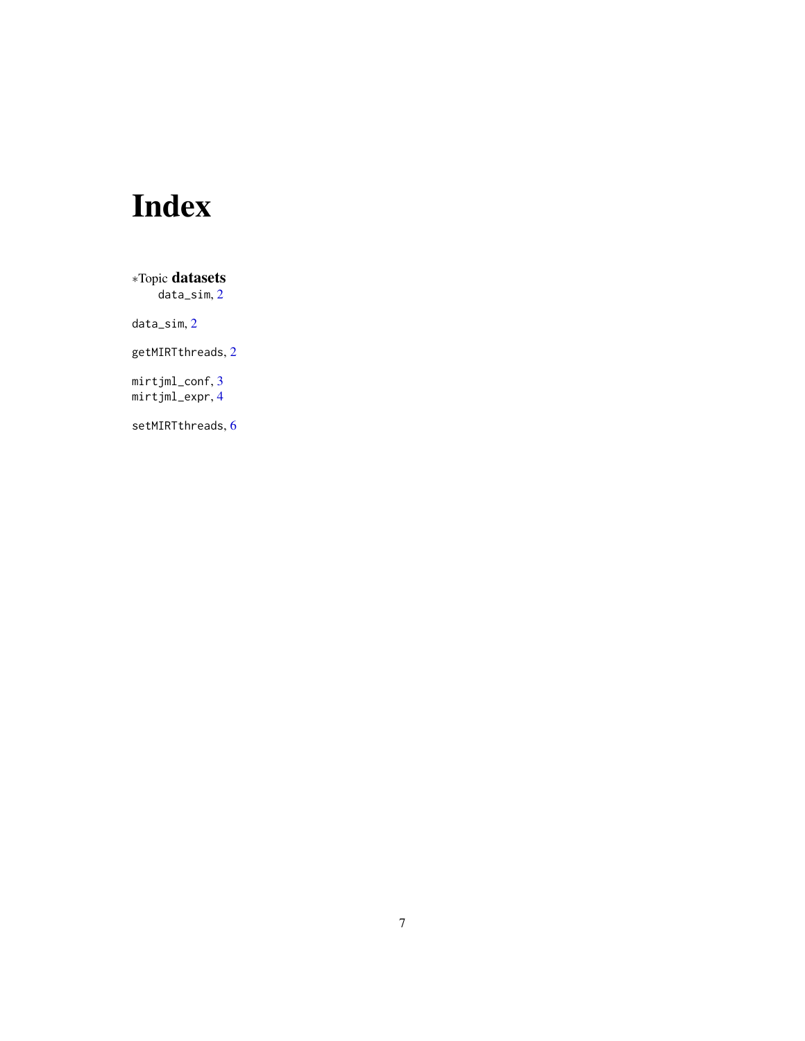# Index

∗Topic **datasets**
    data_sim, 2

data_sim, 2

getMIRTthreads, 2

mirtjml_conf, 3
mirtjml_expr, 4

setMIRTthreads, 6